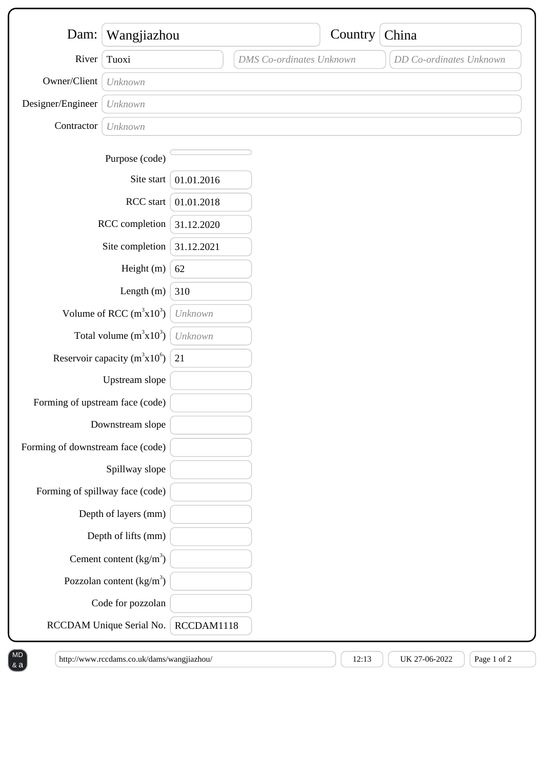| Field | Value |
| --- | --- |
| Dam: | Wangjiazhou |
| Country | China |
| River | Tuoxi |
| DMS Co-ordinates | *DMS Co-ordinates Unknown* |
| DD Co-ordinates | *DD Co-ordinates Unknown* |
| Owner/Client | *Unknown* |
| Designer/Engineer | *Unknown* |
| Contractor | *Unknown* |

| Field | Value |
| --- | --- |
| Purpose (code) | |
| Site start | 01.01.2016 |
| RCC start | 01.01.2018 |
| RCC completion | 31.12.2020 |
| Site completion | 31.12.2021 |
| Height (m) | 62 |
| Length (m) | 310 |
| Volume of RCC ($m^3 x 10^3$) | *Unknown* |
| Total volume ($m^3 x 10^3$) | *Unknown* |
| Reservoir capacity ($m^3 x 10^6$) | 21 |
| Upstream slope | |
| Forming of upstream face (code) | |
| Downstream slope | |
| Forming of downstream face (code) | |
| Spillway slope | |
| Forming of spillway face (code) | |
| Depth of layers (mm) | |
| Depth of lifts (mm) | |
| Cement content ($kg/m^3$) | |
| Pozzolan content ($kg/m^3$) | |
| Code for pozzolan | |
| RCCDAM Unique Serial No. | RCCDAM1118 |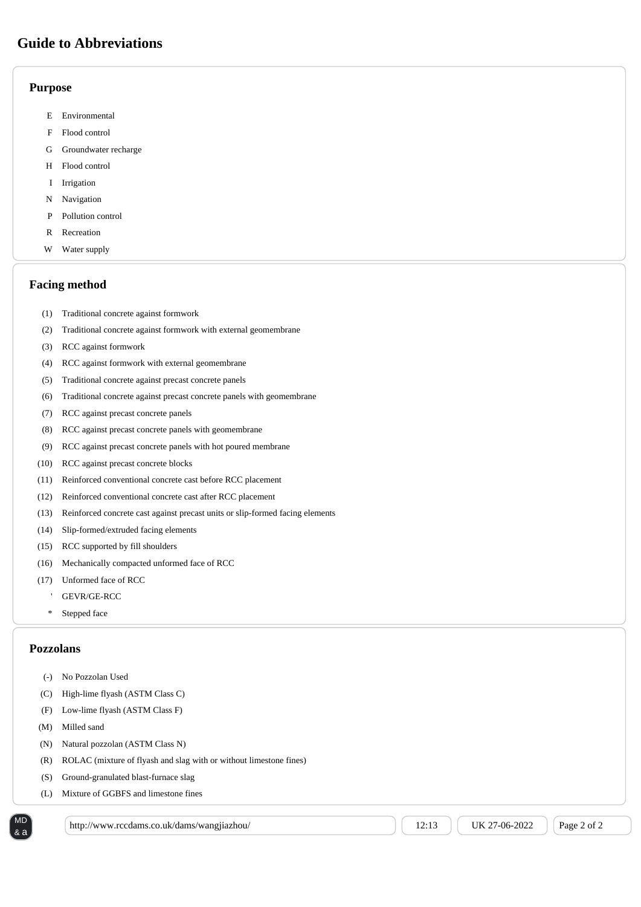# Guide to Abbreviations

## Purpose

- E Environmental
- F Flood control
- G Groundwater recharge
- H Flood control
- I Irrigation
- N Navigation
- P Pollution control
- R Recreation
- W Water supply

## Facing method

- (1) Traditional concrete against formwork
- (2) Traditional concrete against formwork with external geomembrane
- (3) RCC against formwork
- (4) RCC against formwork with external geomembrane
- (5) Traditional concrete against precast concrete panels
- (6) Traditional concrete against precast concrete panels with geomembrane
- (7) RCC against precast concrete panels
- (8) RCC against precast concrete panels with geomembrane
- (9) RCC against precast concrete panels with hot poured membrane
- (10) RCC against precast concrete blocks
- (11) Reinforced conventional concrete cast before RCC placement
- (12) Reinforced conventional concrete cast after RCC placement
- (13) Reinforced concrete cast against precast units or slip-formed facing elements
- (14) Slip-formed/extruded facing elements
- (15) RCC supported by fill shoulders
- (16) Mechanically compacted unformed face of RCC
- (17) Unformed face of RCC
- ' GEVR/GE-RCC
- * Stepped face

## Pozzolans

- (-) No Pozzolan Used
- (C) High-lime flyash (ASTM Class C)
- (F) Low-lime flyash (ASTM Class F)
- (M) Milled sand
- (N) Natural pozzolan (ASTM Class N)
- (R) ROLAC (mixture of flyash and slag with or without limestone fines)
- (S) Ground-granulated blast-furnace slag
- (L) Mixture of GGBFS and limestone fines